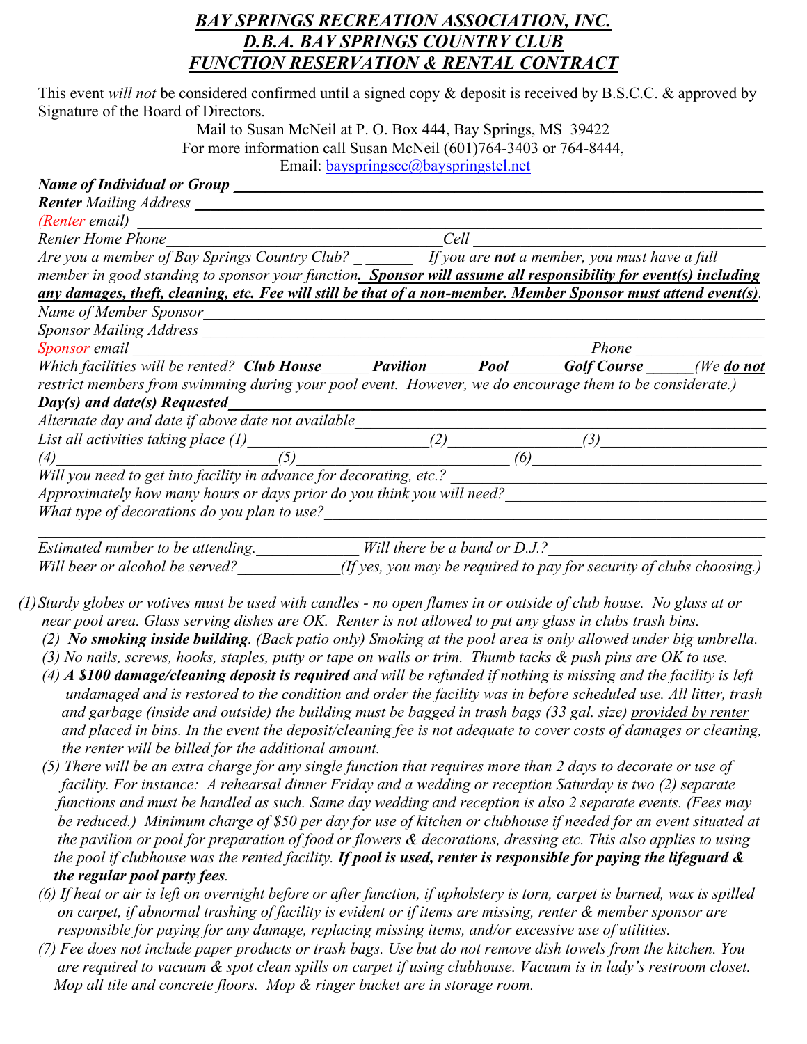# ***BAY SPRINGS RECREATION ASSOCIATION, INC.***
# ***D.B.A. BAY SPRINGS COUNTRY CLUB***
# ***FUNCTION RESERVATION & RENTAL CONTRACT***

This event *will not* be considered confirmed until a signed copy & deposit is received by B.S.C.C. & approved by Signature of the Board of Directors.

Mail to Susan McNeil at P. O. Box 444, Bay Springs, MS 39422
For more information call Susan McNeil (601)764-3403 or 764-8444,
Email: bayspringscc@bayspringstel.net

***Name of Individual or Group*** ______________________________

***Renter** Mailing Address* ______________________________

*(Renter email)* ______________________________

*Renter Home Phone* ______________________________ *Cell* ______________________________

*Are you a member of Bay Springs Country Club?* ________ *If you are **not** a member, you must have a full member in good standing to sponsor your function. **Sponsor will assume all responsibility for event(s) including any damages, theft, cleaning, etc. Fee will still be that of a non-member. Member Sponsor must attend event(s)**.*

*Name of Member Sponsor* ______________________________

*Sponsor Mailing Address* ______________________________

*Sponsor email* ______________________________ *Phone* ______________

*Which facilities will be rented? **Club House**______ **Pavilion**______ **Pool**______ **Golf Course**______ (We **do not** restrict members from swimming during your pool event. However, we do encourage them to be considerate.)*

***Day(s) and date(s) Requested*** ______________________________

*Alternate day and date if above date not available* ______________________________

*List all activities taking place (1)*______________ *(2)*______________ *(3)*______________

*(4)*______________ *(5)*______________ *(6)*______________

*Will you need to get into facility in advance for decorating, etc.?* ______________________________

*Approximately how many hours or days prior do you think you will need?* ______________________________

*What type of decorations do you plan to use?* ______________________________

______________________________

*Estimated number to be attending.*______________ *Will there be a band or D.J.?*______________

*Will beer or alcohol be served?*______________ *(If yes, you may be required to pay for security of clubs choosing.)*

*(1) Sturdy globes or votives must be used with candles - no open flames in or outside of club house. No glass at or near pool area. Glass serving dishes are OK. Renter is not allowed to put any glass in clubs trash bins.*

*(2) **No smoking inside building**. (Back patio only) Smoking at the pool area is only allowed under big umbrella.*

*(3) No nails, screws, hooks, staples, putty or tape on walls or trim. Thumb tacks & push pins are OK to use.*

*(4) **A $100 damage/cleaning deposit is required** and will be refunded if nothing is missing and the facility is left undamaged and is restored to the condition and order the facility was in before scheduled use. All litter, trash and garbage (inside and outside) the building must be bagged in trash bags (33 gal. size) provided by renter and placed in bins. In the event the deposit/cleaning fee is not adequate to cover costs of damages or cleaning, the renter will be billed for the additional amount.*

*(5) There will be an extra charge for any single function that requires more than 2 days to decorate or use of facility. For instance: A rehearsal dinner Friday and a wedding or reception Saturday is two (2) separate functions and must be handled as such. Same day wedding and reception is also 2 separate events. (Fees may be reduced.) Minimum charge of $50 per day for use of kitchen or clubhouse if needed for an event situated at the pavilion or pool for preparation of food or flowers & decorations, dressing etc. This also applies to using the pool if clubhouse was the rented facility. **If pool is used, renter is responsible for paying the lifeguard & the regular pool party fees**.*

*(6) If heat or air is left on overnight before or after function, if upholstery is torn, carpet is burned, wax is spilled on carpet, if abnormal trashing of facility is evident or if items are missing, renter & member sponsor are responsible for paying for any damage, replacing missing items, and/or excessive use of utilities.*

*(7) Fee does not include paper products or trash bags. Use but do not remove dish towels from the kitchen. You are required to vacuum & spot clean spills on carpet if using clubhouse. Vacuum is in lady's restroom closet. Mop all tile and concrete floors. Mop & ringer bucket are in storage room.*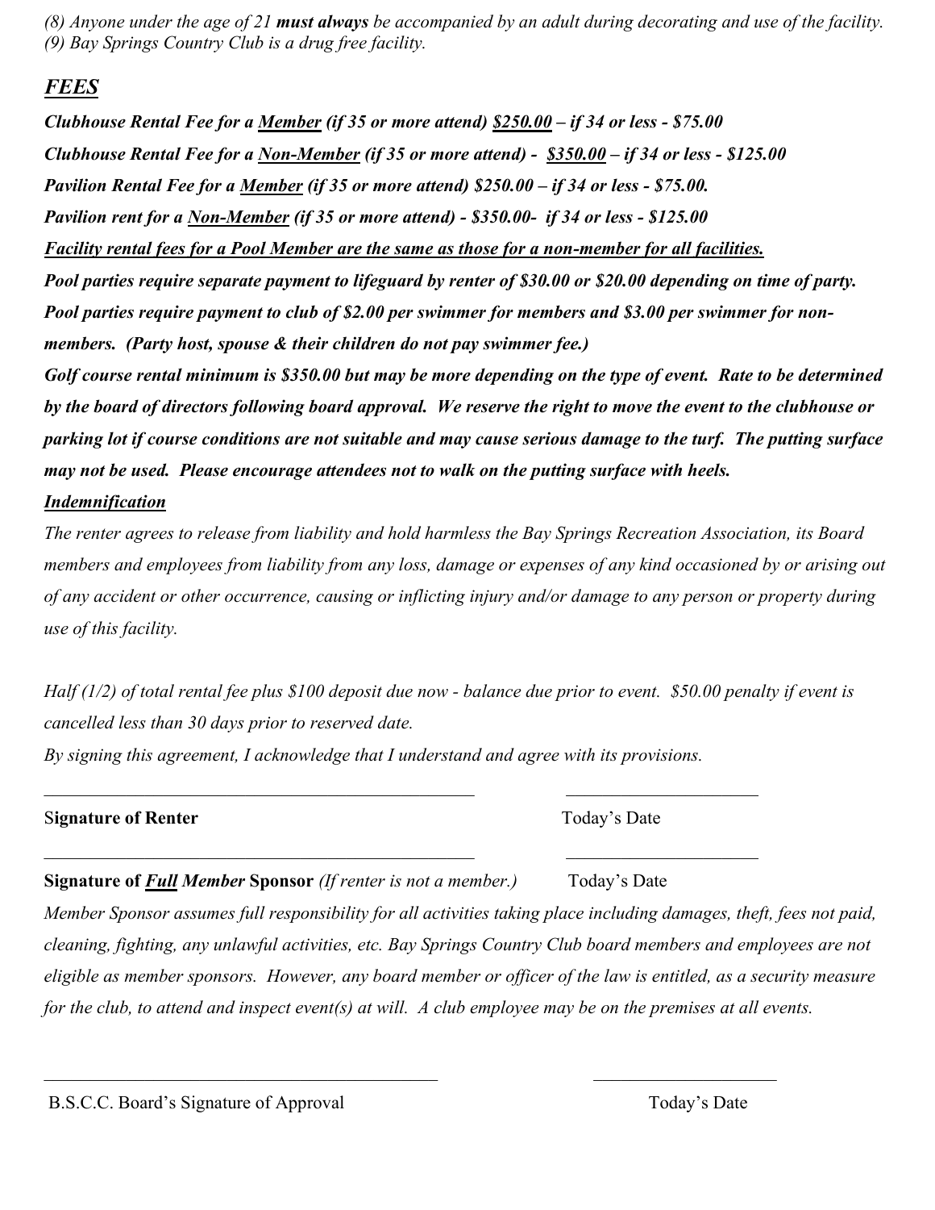*(8) Anyone under the age of 21* ***must always*** *be accompanied by an adult during decorating and use of the facility.*
*(9) Bay Springs Country Club is a drug free facility.*

## ***FEES***

***Clubhouse Rental Fee for a Member (if 35 or more attend) $250.00 – if 34 or less - $75.00***

***Clubhouse Rental Fee for a Non-Member (if 35 or more attend) - $350.00 – if 34 or less - $125.00***

***Pavilion Rental Fee for a Member (if 35 or more attend) $250.00 – if 34 or less - $75.00.***

***Pavilion rent for a Non-Member (if 35 or more attend) - $350.00- if 34 or less - $125.00***

***Facility rental fees for a Pool Member are the same as those for a non-member for all facilities.***

***Pool parties require separate payment to lifeguard by renter of $30.00 or $20.00 depending on time of party.***

***Pool parties require payment to club of $2.00 per swimmer for members and $3.00 per swimmer for non-members. (Party host, spouse & their children do not pay swimmer fee.)***

***Golf course rental minimum is $350.00 but may be more depending on the type of event. Rate to be determined by the board of directors following board approval. We reserve the right to move the event to the clubhouse or parking lot if course conditions are not suitable and may cause serious damage to the turf. The putting surface may not be used. Please encourage attendees not to walk on the putting surface with heels.***

***Indemnification***

*The renter agrees to release from liability and hold harmless the Bay Springs Recreation Association, its Board members and employees from liability from any loss, damage or expenses of any kind occasioned by or arising out of any accident or other occurrence, causing or inflicting injury and/or damage to any person or property during use of this facility.*

*Half (1/2) of total rental fee plus $100 deposit due now - balance due prior to event. $50.00 penalty if event is cancelled less than 30 days prior to reserved date.*

*By signing this agreement, I acknowledge that I understand and agree with its provisions.*

\_\_\_\_\_\_\_\_\_\_\_\_\_\_\_\_\_\_\_\_\_\_\_\_\_\_\_\_\_\_\_\_\_\_\_\_\_\_\_\_\_\_\_\_\_\_ \_\_\_\_\_\_\_\_\_\_\_\_\_\_\_\_\_\_\_\_\_\_

**Signature of Renter** Today's Date

\_\_\_\_\_\_\_\_\_\_\_\_\_\_\_\_\_\_\_\_\_\_\_\_\_\_\_\_\_\_\_\_\_\_\_\_\_\_\_\_\_\_\_\_\_\_ \_\_\_\_\_\_\_\_\_\_\_\_\_\_\_\_\_\_\_\_\_\_

**Signature of *Full Member* Sponsor** *(If renter is not a member.)* Today's Date

*Member Sponsor assumes full responsibility for all activities taking place including damages, theft, fees not paid, cleaning, fighting, any unlawful activities, etc. Bay Springs Country Club board members and employees are not eligible as member sponsors. However, any board member or officer of the law is entitled, as a security measure for the club, to attend and inspect event(s) at will. A club employee may be on the premises at all events.*

\_\_\_\_\_\_\_\_\_\_\_\_\_\_\_\_\_\_\_\_\_\_\_\_\_\_\_\_\_\_\_\_\_\_\_\_\_\_\_\_\_\_\_\_ \_\_\_\_\_\_\_\_\_\_\_\_\_\_\_\_\_\_\_\_\_

B.S.C.C. Board's Signature of Approval Today's Date